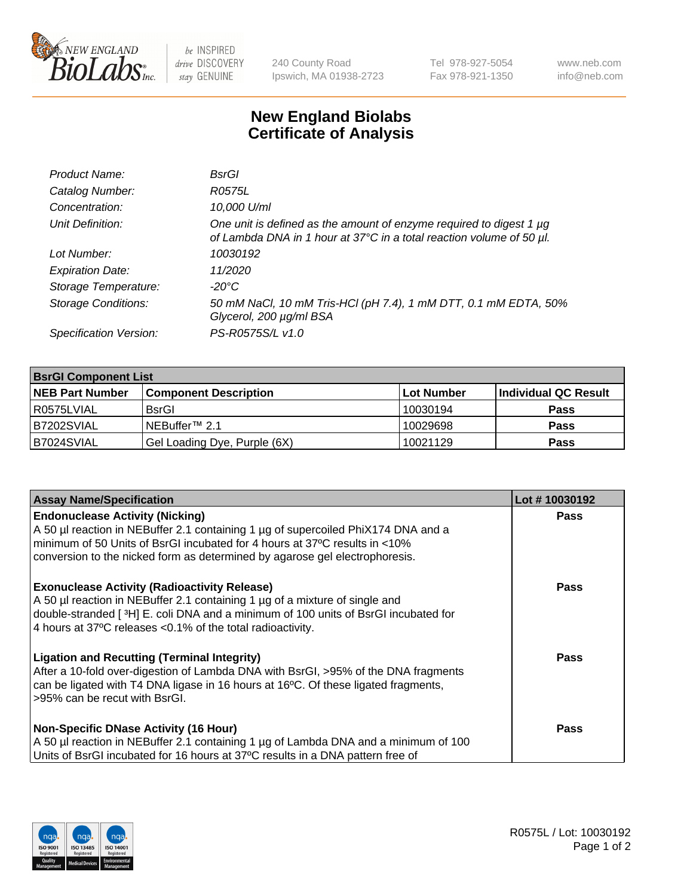# New England Biolabs Certificate of Analysis

| | |
|---|---|
| *Product Name:* | *BsrGI* |
| *Catalog Number:* | *R0575L* |
| *Concentration:* | *10,000 U/ml* |
| *Unit Definition:* | *One unit is defined as the amount of enzyme required to digest 1 µg of Lambda DNA in 1 hour at 37°C in a total reaction volume of 50 µl.* |
| *Lot Number:* | *10030192* |
| *Expiration Date:* | *11/2020* |
| *Storage Temperature:* | *-20°C* |
| *Storage Conditions:* | *50 mM NaCl, 10 mM Tris-HCl (pH 7.4), 1 mM DTT, 0.1 mM EDTA, 50% Glycerol, 200 µg/ml BSA* |
| *Specification Version:* | *PS-R0575S/L v1.0* |

| **BsrGI Component List** | | | |
|---|---|---|---|
| **NEB Part Number** | **Component Description** | **Lot Number** | **Individual QC Result** |
| R0575LVIAL | BsrGI | 10030194 | **Pass** |
| B7202SVIAL | NEBuffer™ 2.1 | 10029698 | **Pass** |
| B7024SVIAL | Gel Loading Dye, Purple (6X) | 10021129 | **Pass** |

| **Assay Name/Specification** | **Lot # 10030192** |
|---|---|
| **Endonuclease Activity (Nicking)** A 50 µl reaction in NEBuffer 2.1 containing 1 µg of supercoiled PhiX174 DNA and a minimum of 50 Units of BsrGI incubated for 4 hours at 37ºC results in <10% conversion to the nicked form as determined by agarose gel electrophoresis. | **Pass** |
| **Exonuclease Activity (Radioactivity Release)** A 50 µl reaction in NEBuffer 2.1 containing 1 µg of a mixture of single and double-stranded [ $^{3}$H] E. coli DNA and a minimum of 100 units of BsrGI incubated for 4 hours at 37ºC releases <0.1% of the total radioactivity. | **Pass** |
| **Ligation and Recutting (Terminal Integrity)** After a 10-fold over-digestion of Lambda DNA with BsrGI, >95% of the DNA fragments can be ligated with T4 DNA ligase in 16 hours at 16ºC. Of these ligated fragments, >95% can be recut with BsrGI. | **Pass** |
| **Non-Specific DNase Activity (16 Hour)** A 50 µl reaction in NEBuffer 2.1 containing 1 µg of Lambda DNA and a minimum of 100 Units of BsrGI incubated for 16 hours at 37ºC results in a DNA pattern free of | **Pass** |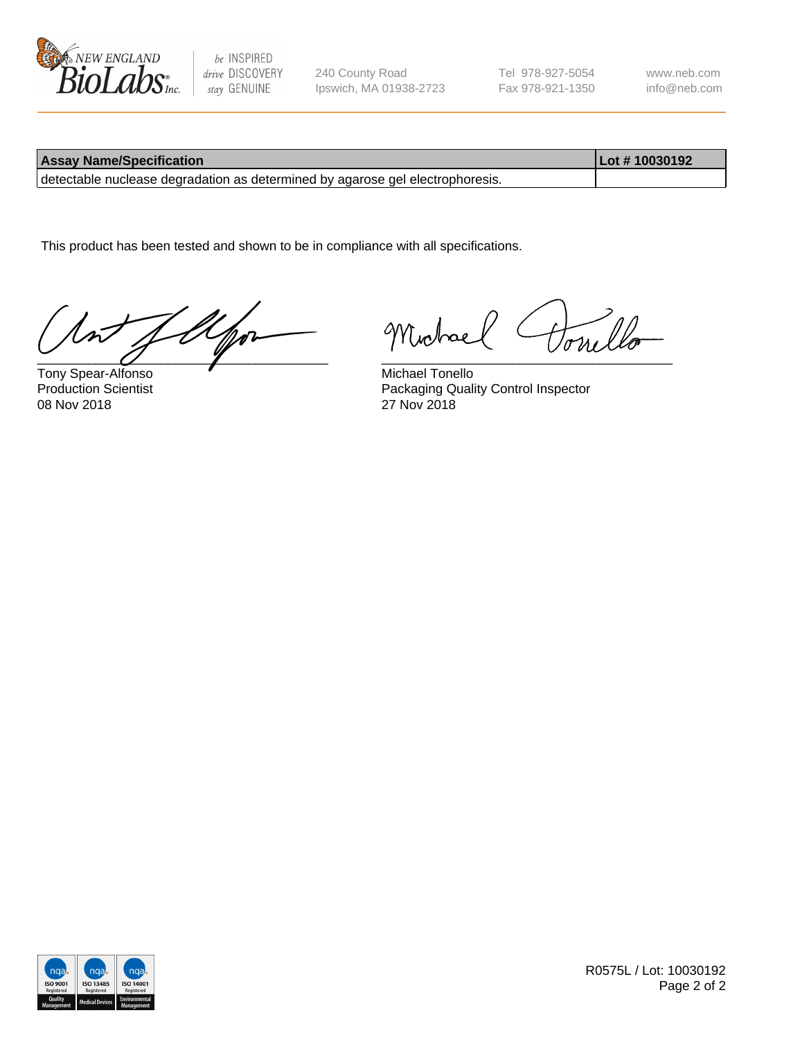| Assay Name/Specification | Lot # 10030192 |
|---|---|
| detectable nuclease degradation as determined by agarose gel electrophoresis. | |

This product has been tested and shown to be in compliance with all specifications.

Tony Spear-Alfonso
Production Scientist
08 Nov 2018

Michael Tonello
Packaging Quality Control Inspector
27 Nov 2018

R0575L / Lot: 10030192